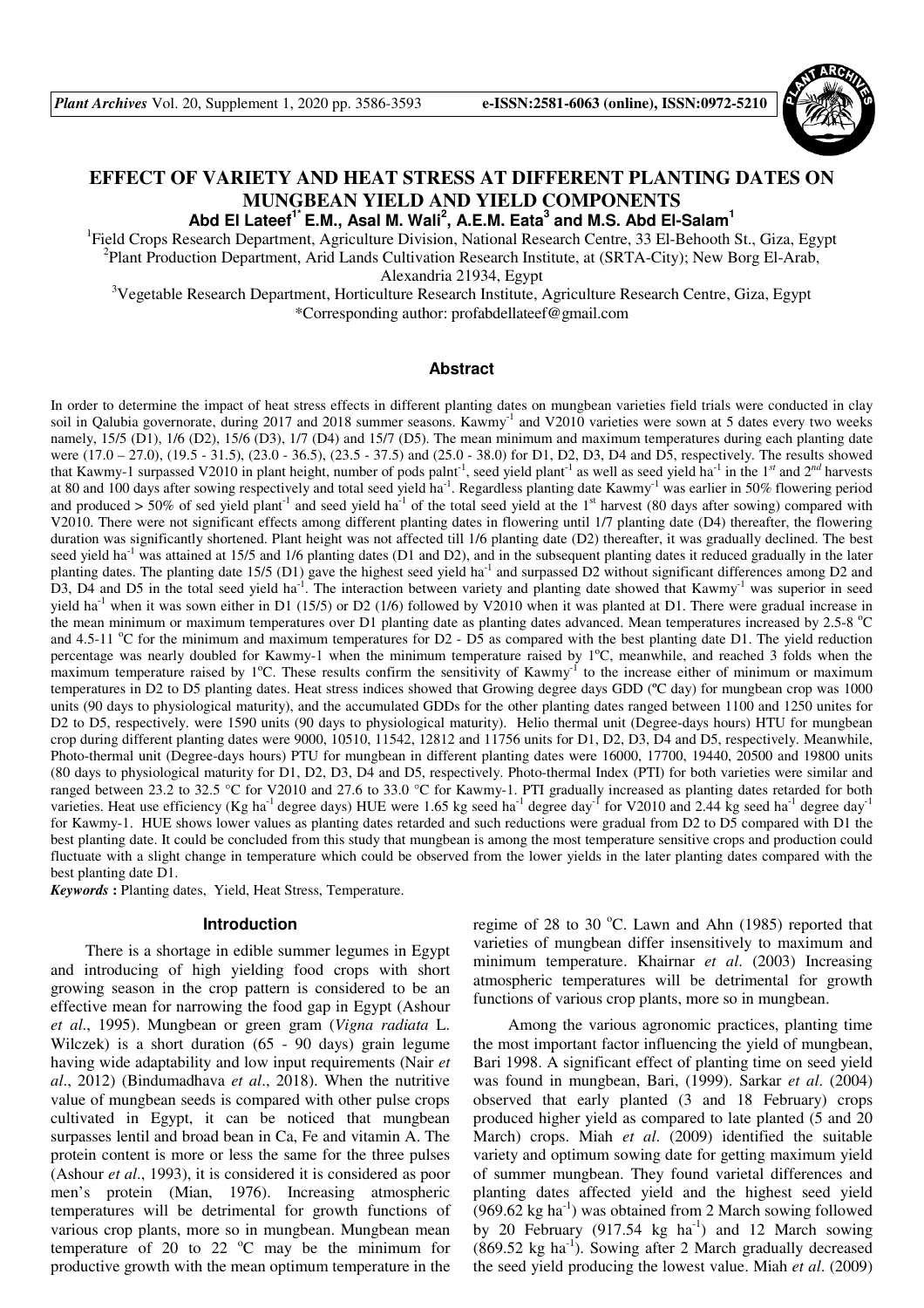# EFFECT OF VARIETY AND HEAT STRESS AT DIFFERENT PLANTING DATES ON MUNGBEAN YIELD AND YIELD COMPONENTS

**Abd El Lateef[1*] E.M., Asal M. Wali[2], A.E.M. Eata[3] and M.S. Abd El-Salam[1]**

[1]Field Crops Research Department, Agriculture Division, National Research Centre, 33 El-Behooth St., Giza, Egypt
[2]Plant Production Department, Arid Lands Cultivation Research Institute, at (SRTA-City); New Borg El-Arab, Alexandria 21934, Egypt
[3]Vegetable Research Department, Horticulture Research Institute, Agriculture Research Centre, Giza, Egypt
*Corresponding author: profabdellateef@gmail.com

## Abstract

In order to determine the impact of heat stress effects in different planting dates on mungbean varieties field trials were conducted in clay soil in Qalubia governorate, during 2017 and 2018 summer seasons. Kawmy$^{-1}$ and V2010 varieties were sown at 5 dates every two weeks namely, 15/5 (D1), 1/6 (D2), 15/6 (D3), 1/7 (D4) and 15/7 (D5). The mean minimum and maximum temperatures during each planting date were (17.0 – 27.0), (19.5 - 31.5), (23.0 - 36.5), (23.5 - 37.5) and (25.0 - 38.0) for D1, D2, D3, D4 and D5, respectively. The results showed that Kawmy-1 surpassed V2010 in plant height, number of pods palnt$^{-1}$, seed yield plant$^{-1}$ as well as seed yield ha$^{-1}$ in the 1$^{st}$ and 2$^{nd}$ harvests at 80 and 100 days after sowing respectively and total seed yield ha$^{-1}$. Regardless planting date Kawmy$^{-1}$ was earlier in 50% flowering period and produced > 50% of sed yield plant$^{-1}$ and seed yield ha$^{-1}$ of the total seed yield at the 1$^{st}$ harvest (80 days after sowing) compared with V2010. There were not significant effects among different planting dates in flowering until 1/7 planting date (D4) thereafter, the flowering duration was significantly shortened. Plant height was not affected till 1/6 planting date (D2) thereafter, it was gradually declined. The best seed yield ha$^{-1}$ was attained at 15/5 and 1/6 planting dates (D1 and D2), and in the subsequent planting dates it reduced gradually in the later planting dates. The planting date 15/5 (D1) gave the highest seed yield ha$^{-1}$ and surpassed D2 without significant differences among D2 and D3, D4 and D5 in the total seed yield ha$^{-1}$. The interaction between variety and planting date showed that Kawmy$^{-1}$ was superior in seed yield ha$^{-1}$ when it was sown either in D1 (15/5) or D2 (1/6) followed by V2010 when it was planted at D1. There were gradual increase in the mean minimum or maximum temperatures over D1 planting date as planting dates advanced. Mean temperatures increased by 2.5-8 $^{o}$C and 4.5-11 $^{o}$C for the minimum and maximum temperatures for D2 - D5 as compared with the best planting date D1. The yield reduction percentage was nearly doubled for Kawmy-1 when the minimum temperature raised by 1$^{o}$C, meanwhile, and reached 3 folds when the maximum temperature raised by 1$^{o}$C. These results confirm the sensitivity of Kawmy$^{-1}$ to the increase either of minimum or maximum temperatures in D2 to D5 planting dates. Heat stress indices showed that Growing degree days GDD ($^{o}$C day) for mungbean crop was 1000 units (90 days to physiological maturity), and the accumulated GDDs for the other planting dates ranged between 1100 and 1250 unites for D2 to D5, respectively. were 1590 units (90 days to physiological maturity). Helio thermal unit (Degree-days hours) HTU for mungbean crop during different planting dates were 9000, 10510, 11542, 12812 and 11756 units for D1, D2, D3, D4 and D5, respectively. Meanwhile, Photo-thermal unit (Degree-days hours) PTU for mungbean in different planting dates were 16000, 17700, 19440, 20500 and 19800 units (80 days to physiological maturity for D1, D2, D3, D4 and D5, respectively. Photo-thermal Index (PTI) for both varieties were similar and ranged between 23.2 to 32.5 °C for V2010 and 27.6 to 33.0 °C for Kawmy-1. PTI gradually increased as planting dates retarded for both varieties. Heat use efficiency (Kg ha$^{-1}$ degree days) HUE were 1.65 kg seed ha$^{-1}$ degree day$^{-1}$ for V2010 and 2.44 kg seed ha$^{-1}$ degree day$^{-1}$ for Kawmy-1. HUE shows lower values as planting dates retarded and such reductions were gradual from D2 to D5 compared with D1 the best planting date. It could be concluded from this study that mungbean is among the most temperature sensitive crops and production could fluctuate with a slight change in temperature which could be observed from the lower yields in the later planting dates compared with the best planting date D1.

***Keywords*** **:** Planting dates, Yield, Heat Stress, Temperature.

## Introduction

There is a shortage in edible summer legumes in Egypt and introducing of high yielding food crops with short growing season in the crop pattern is considered to be an effective mean for narrowing the food gap in Egypt (Ashour *et al*., 1995). Mungbean or green gram (*Vigna radiata* L. Wilczek) is a short duration (65 - 90 days) grain legume having wide adaptability and low input requirements (Nair *et al*., 2012) (Bindumadhava *et al*., 2018). When the nutritive value of mungbean seeds is compared with other pulse crops cultivated in Egypt, it can be noticed that mungbean surpasses lentil and broad bean in Ca, Fe and vitamin A. The protein content is more or less the same for the three pulses (Ashour *et al*., 1993), it is considered it is considered as poor men's protein (Mian, 1976). Increasing atmospheric temperatures will be detrimental for growth functions of various crop plants, more so in mungbean. Mungbean mean temperature of 20 to 22 $^{o}$C may be the minimum for productive growth with the mean optimum temperature in the regime of 28 to 30 $^{o}$C. Lawn and Ahn (1985) reported that varieties of mungbean differ insensitively to maximum and minimum temperature. Khairnar *et al*. (2003) Increasing atmospheric temperatures will be detrimental for growth functions of various crop plants, more so in mungbean.

Among the various agronomic practices, planting time the most important factor influencing the yield of mungbean, Bari 1998. A significant effect of planting time on seed yield was found in mungbean, Bari, (1999). Sarkar *et al*. (2004) observed that early planted (3 and 18 February) crops produced higher yield as compared to late planted (5 and 20 March) crops. Miah *et al*. (2009) identified the suitable variety and optimum sowing date for getting maximum yield of summer mungbean. They found varietal differences and planting dates affected yield and the highest seed yield (969.62 kg ha$^{-1}$) was obtained from 2 March sowing followed by 20 February (917.54 kg ha$^{-1}$) and 12 March sowing (869.52 kg ha$^{-1}$). Sowing after 2 March gradually decreased the seed yield producing the lowest value. Miah *et al*. (2009)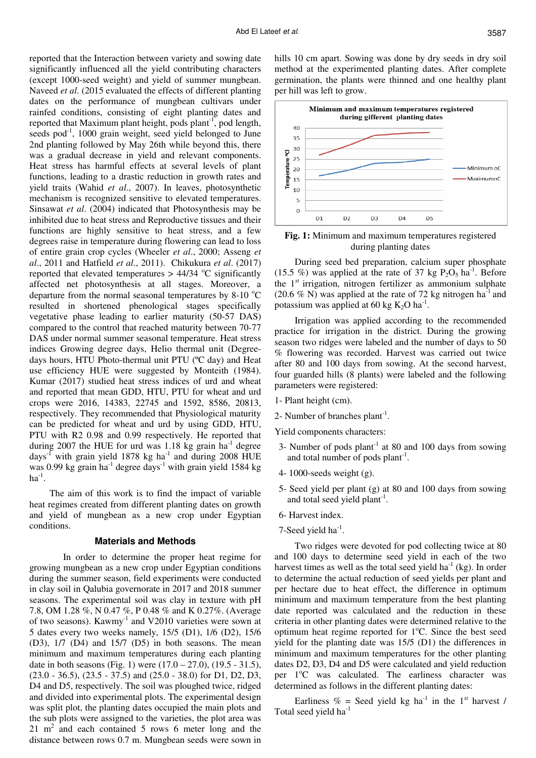reported that the Interaction between variety and sowing date significantly influenced all the yield contributing characters (except 1000-seed weight) and yield of summer mungbean. Naveed *et al*. (2015 evaluated the effects of different planting dates on the performance of mungbean cultivars under rainfed conditions, consisting of eight planting dates and reported that Maximum plant height, pods plant$^{-1}$, pod length, seeds pod$^{-1}$, 1000 grain weight, seed yield belonged to June 2nd planting followed by May 26th while beyond this, there was a gradual decrease in yield and relevant components. Heat stress has harmful effects at several levels of plant functions, leading to a drastic reduction in growth rates and yield traits (Wahid *et al*., 2007). In leaves, photosynthetic mechanism is recognized sensitive to elevated temperatures. Sinsawat *et al*. (2004) indicated that Photosynthesis may be inhibited due to heat stress and Reproductive tissues and their functions are highly sensitive to heat stress, and a few degrees raise in temperature during flowering can lead to loss of entire grain crop cycles (Wheeler *et al*., 2000; Asseng *et al*., 2011 and Hatfield *et al*., 2011). Chikukura *et al*. (2017) reported that elevated temperatures > 44/34 $^{o}$C significantly affected net photosynthesis at all stages. Moreover, a departure from the normal seasonal temperatures by 8-10 $^{o}$C resulted in shortened phenological stages specifically vegetative phase leading to earlier maturity (50-57 DAS) compared to the control that reached maturity between 70-77 DAS under normal summer seasonal temperature. Heat stress indices Growing degree days, Helio thermal unit (Degree-days hours, HTU Photo-thermal unit PTU (ºC day) and Heat use efficiency HUE were suggested by Monteith (1984). Kumar (2017) studied heat stress indices of urd and wheat and reported that mean GDD, HTU, PTU for wheat and urd crops were 2016, 14383, 22745 and 1592, 8586, 20813, respectively. They recommended that Physiological maturity can be predicted for wheat and urd by using GDD, HTU, PTU with R2 0.98 and 0.99 respectively. He reported that during 2007 the HUE for urd was 1.18 kg grain ha$^{-1}$ degree days$^{-1}$ with grain yield 1878 kg ha$^{-1}$ and during 2008 HUE was 0.99 kg grain ha$^{-1}$ degree days$^{-1}$ with grain yield 1584 kg ha$^{-1}$.

The aim of this work is to find the impact of variable heat regimes created from different planting dates on growth and yield of mungbean as a new crop under Egyptian conditions.

## Materials and Methods

In order to determine the proper heat regime for growing mungbean as a new crop under Egyptian conditions during the summer season, field experiments were conducted in clay soil in Qalubia governorate in 2017 and 2018 summer seasons. The experimental soil was clay in texture with pH 7.8, OM 1.28 %, N 0.47 %, P 0.48 % and K 0.27%. (Average of two seasons). Kawmy$^{-1}$ and V2010 varieties were sown at 5 dates every two weeks namely, 15/5 (D1), 1/6 (D2), 15/6 (D3), 1/7 (D4) and 15/7 (D5) in both seasons. The mean minimum and maximum temperatures during each planting date in both seasons (Fig. 1) were (17.0 – 27.0), (19.5 - 31.5), (23.0 - 36.5), (23.5 - 37.5) and (25.0 - 38.0) for D1, D2, D3, D4 and D5, respectively. The soil was ploughed twice, ridged and divided into experimental plots. The experimental design was split plot, the planting dates occupied the main plots and the sub plots were assigned to the varieties, the plot area was 21 m$^{2}$ and each contained 5 rows 6 meter long and the distance between rows 0.7 m. Mungbean seeds were sown in hills 10 cm apart. Sowing was done by dry seeds in dry soil method at the experimented planting dates. After complete germination, the plants were thinned and one healthy plant per hill was left to grow.

**Fig. 1:** Minimum and maximum temperatures registered during planting dates

During seed bed preparation, calcium super phosphate (15.5 %) was applied at the rate of 37 kg $P_2O_5$ ha$^{-1}$. Before the 1$^{st}$ irrigation, nitrogen fertilizer as ammonium sulphate (20.6 % N) was applied at the rate of 72 kg nitrogen ha$^{-1}$ and potassium was applied at 60 kg $K_2O$ ha$^{-1}$.

Irrigation was applied according to the recommended practice for irrigation in the district. During the growing season two ridges were labeled and the number of days to 50 % flowering was recorded. Harvest was carried out twice after 80 and 100 days from sowing. At the second harvest, four guarded hills (8 plants) were labeled and the following parameters were registered:

1- Plant height (cm).

2- Number of branches plant$^{-1}$.

Yield components characters:

3- Number of pods plant$^{-1}$ at 80 and 100 days from sowing and total number of pods plant$^{-1}$.

4- 1000-seeds weight (g).

5- Seed yield per plant (g) at 80 and 100 days from sowing and total seed yield plant$^{-1}$.

6- Harvest index.

7-Seed yield ha$^{-1}$.

Two ridges were devoted for pod collecting twice at 80 and 100 days to determine seed yield in each of the two harvest times as well as the total seed yield ha$^{-1}$ (kg). In order to determine the actual reduction of seed yields per plant and per hectare due to heat effect, the difference in optimum minimum and maximum temperature from the best planting date reported was calculated and the reduction in these criteria in other planting dates were determined relative to the optimum heat regime reported for 1$^{o}$C. Since the best seed yield for the planting date was 15/5 (D1) the differences in minimum and maximum temperatures for the other planting dates D2, D3, D4 and D5 were calculated and yield reduction per 1$^{o}$C was calculated. The earliness character was determined as follows in the different planting dates:

Earliness % = Seed yield kg ha$^{-1}$ in the 1$^{st}$ harvest / Total seed yield ha$^{-1}$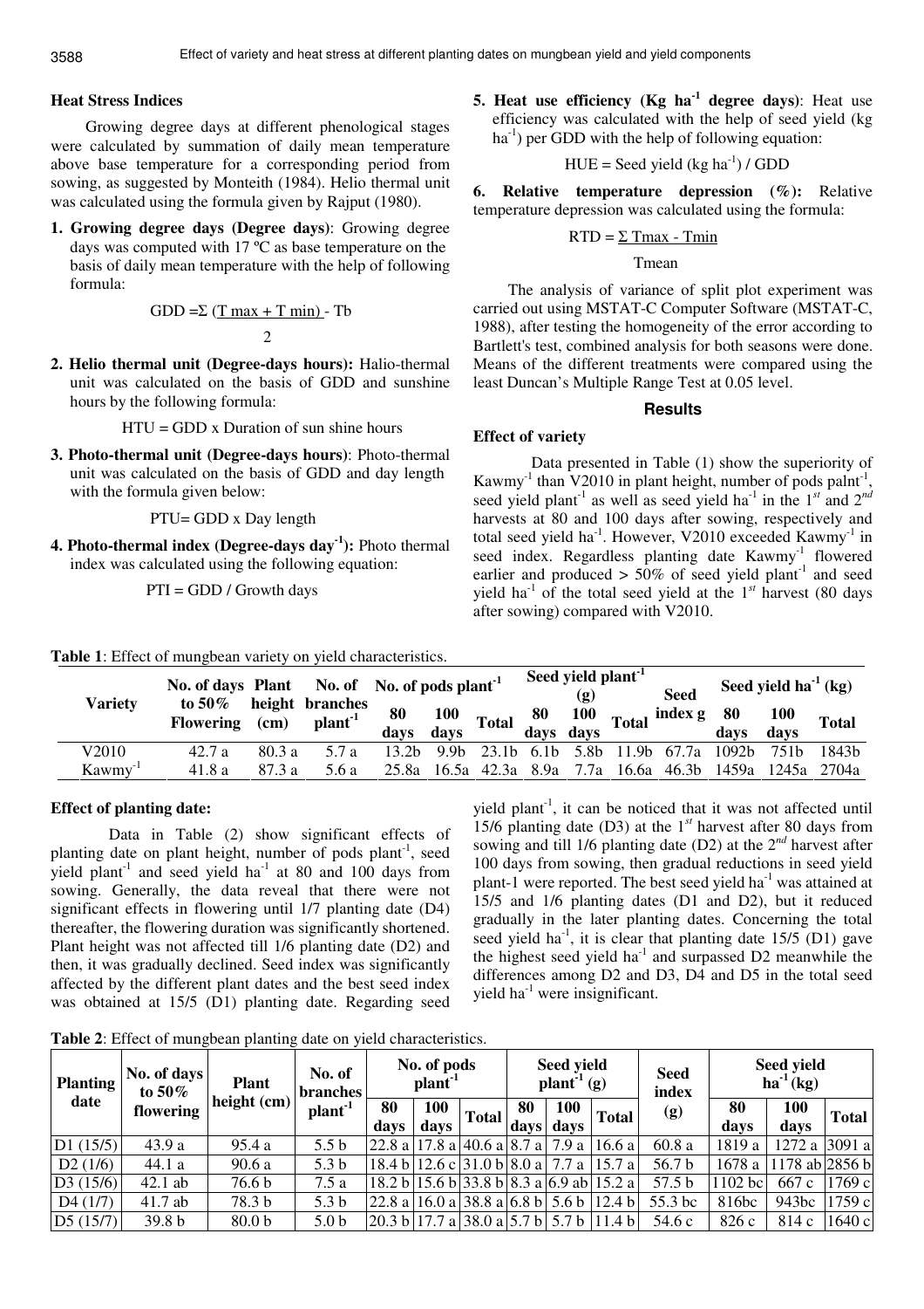### Heat Stress Indices

Growing degree days at different phenological stages were calculated by summation of daily mean temperature above base temperature for a corresponding period from sowing, as suggested by Monteith (1984). Helio thermal unit was calculated using the formula given by Rajput (1980).

1. **Growing degree days (Degree days)**: Growing degree days was computed with 17 ºC as base temperature on the basis of daily mean temperature with the help of following formula:

$$GDD = \Sigma \frac{(T\,max + T\,min)}{2} - Tb$$

2. **Helio thermal unit (Degree-days hours):** Halio-thermal unit was calculated on the basis of GDD and sunshine hours by the following formula:

HTU = GDD x Duration of sun shine hours

3. **Photo-thermal unit (Degree-days hours)**: Photo-thermal unit was calculated on the basis of GDD and day length with the formula given below:

PTU= GDD x Day length

4. **Photo-thermal index (Degree-days day$^{-1}$):** Photo thermal index was calculated using the following equation:

PTI = GDD / Growth days

5. **Heat use efficiency (Kg ha$^{-1}$ degree days)**: Heat use efficiency was calculated with the help of seed yield (kg ha$^{-1}$) per GDD with the help of following equation:

HUE = Seed yield (kg ha$^{-1}$) / GDD

6. **Relative temperature depression (%):** Relative temperature depression was calculated using the formula:

$$RTD = \frac{\Sigma\, Tmax - Tmin}{Tmean}$$

The analysis of variance of split plot experiment was carried out using MSTAT-C Computer Software (MSTAT-C, 1988), after testing the homogeneity of the error according to Bartlett's test, combined analysis for both seasons were done. Means of the different treatments were compared using the least Duncan's Multiple Range Test at 0.05 level.

## Results

### Effect of variety

Data presented in Table (1) show the superiority of Kawmy$^{-1}$ than V2010 in plant height, number of pods palnt$^{-1}$, seed yield plant$^{-1}$ as well as seed yield ha$^{-1}$ in the 1$^{st}$ and 2$^{nd}$ harvests at 80 and 100 days after sowing, respectively and total seed yield ha$^{-1}$. However, V2010 exceeded Kawmy$^{-1}$ in seed index. Regardless planting date Kawmy$^{-1}$ flowered earlier and produced > 50% of seed yield plant$^{-1}$ and seed yield ha$^{-1}$ of the total seed yield at the 1$^{st}$ harvest (80 days after sowing) compared with V2010.

**Table 1**: Effect of mungbean variety on yield characteristics.

| Variety | No. of days to 50% Flowering | Plant height (cm) | No. of branches plant$^{-1}$ | No. of pods plant$^{-1}$ | | | Seed yield plant$^{-1}$ (g) | | | Seed index g | Seed yield ha$^{-1}$ (kg) | | |
|---|---|---|---|---|---|---|---|---|---|---|---|---|---|
| | | | | 80 days | 100 days | Total | 80 days | 100 days | Total | | 80 days | 100 days | Total |
| V2010 | 42.7 a | 80.3 a | 5.7 a | 13.2b | 9.9b | 23.1b | 6.1b | 5.8b | 11.9b | 67.7a | 1092b | 751b | 1843b |
| Kawmy$^{-1}$ | 41.8 a | 87.3 a | 5.6 a | 25.8a | 16.5a | 42.3a | 8.9a | 7.7a | 16.6a | 46.3b | 1459a | 1245a | 2704a |

### Effect of planting date:

Data in Table (2) show significant effects of planting date on plant height, number of pods plant$^{-1}$, seed yield plant$^{-1}$ and seed yield ha$^{-1}$ at 80 and 100 days from sowing. Generally, the data reveal that there were not significant effects in flowering until 1/7 planting date (D4) thereafter, the flowering duration was significantly shortened. Plant height was not affected till 1/6 planting date (D2) and then, it was gradually declined. Seed index was significantly affected by the different plant dates and the best seed index was obtained at 15/5 (D1) planting date. Regarding seed yield plant$^{-1}$, it can be noticed that it was not affected until 15/6 planting date (D3) at the 1$^{st}$ harvest after 80 days from sowing and till 1/6 planting date (D2) at the 2$^{nd}$ harvest after 100 days from sowing, then gradual reductions in seed yield plant-1 were reported. The best seed yield ha$^{-1}$ was attained at 15/5 and 1/6 planting dates (D1 and D2), but it reduced gradually in the later planting dates. Concerning the total seed yield ha$^{-1}$, it is clear that planting date 15/5 (D1) gave the highest seed yield ha$^{-1}$ and surpassed D2 meanwhile the differences among D2 and D3, D4 and D5 in the total seed yield ha$^{-1}$ were insignificant.

**Table 2**: Effect of mungbean planting date on yield characteristics.

| Planting date | No. of days to 50% flowering | Plant height (cm) | No. of branches plant$^{-1}$ | No. of pods plant$^{-1}$ | | | Seed yield plant$^{-1}$ (g) | | | Seed index (g) | Seed yield ha$^{-1}$ (kg) | | |
|---|---|---|---|---|---|---|---|---|---|---|---|---|---|
| | | | | 80 days | 100 days | Total | 80 days | 100 days | Total | | 80 days | 100 days | Total |
| D1 (15/5) | 43.9 a | 95.4 a | 5.5 b | 22.8 a | 17.8 a | 40.6 a | 8.7 a | 7.9 a | 16.6 a | 60.8 a | 1819 a | 1272 a | 3091 a |
| D2 (1/6) | 44.1 a | 90.6 a | 5.3 b | 18.4 b | 12.6 c | 31.0 b | 8.0 a | 7.7 a | 15.7 a | 56.7 b | 1678 a | 1178 ab | 2856 b |
| D3 (15/6) | 42.1 ab | 76.6 b | 7.5 a | 18.2 b | 15.6 b | 33.8 b | 8.3 a | 6.9 ab | 15.2 a | 57.5 b | 1102 bc | 667 c | 1769 c |
| D4 (1/7) | 41.7 ab | 78.3 b | 5.3 b | 22.8 a | 16.0 a | 38.8 a | 6.8 b | 5.6 b | 12.4 b | 55.3 bc | 816bc | 943bc | 1759 c |
| D5 (15/7) | 39.8 b | 80.0 b | 5.0 b | 20.3 b | 17.7 a | 38.0 a | 5.7 b | 5.7 b | 11.4 b | 54.6 c | 826 c | 814 c | 1640 c |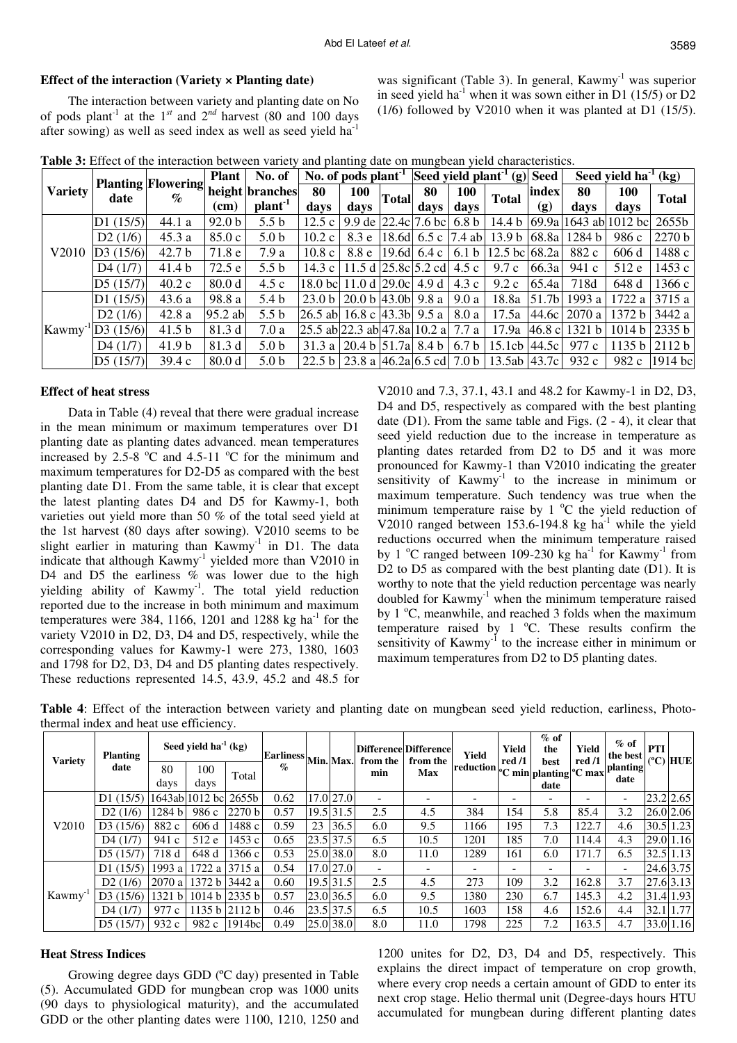### Effect of the interaction (Variety × Planting date)

The interaction between variety and planting date on No of pods plant$^{-1}$ at the 1$^{st}$ and 2$^{nd}$ harvest (80 and 100 days after sowing) as well as seed index as well as seed yield ha$^{-1}$ was significant (Table 3). In general, Kawmy$^{-1}$ was superior in seed yield ha$^{-1}$ when it was sown either in D1 (15/5) or D2 (1/6) followed by V2010 when it was planted at D1 (15/5).

**Table 3:** Effect of the interaction between variety and planting date on mungbean yield characteristics.

| Variety | Planting date | Flowering % | Plant height (cm) | No. of branches plant$^{-1}$ | No. of pods plant$^{-1}$ | | | Seed yield plant$^{-1}$ (g) | | | Seed index (g) | Seed yield ha$^{-1}$ (kg) | | |
|---|---|---|---|---|---|---|---|---|---|---|---|---|---|---|
| | | | | | 80 days | 100 days | Total | 80 days | 100 days | Total | | 80 days | 100 days | Total |
| V2010 | D1 (15/5) | 44.1 a | 92.0 b | 5.5 b | 12.5 c | 9.9 de | 22.4c | 7.6 bc | 6.8 b | 14.4 b | 69.9a | 1643 ab | 1012 bc | 2655b |
| | D2 (1/6) | 45.3 a | 85.0 c | 5.0 b | 10.2 c | 8.3 e | 18.6d | 6.5 c | 7.4 ab | 13.9 b | 68.8a | 1284 b | 986 c | 2270 b |
| | D3 (15/6) | 42.7 b | 71.8 e | 7.9 a | 10.8 c | 8.8 e | 19.6d | 6.4 c | 6.1 b | 12.5 bc | 68.2a | 882 c | 606 d | 1488 c |
| | D4 (1/7) | 41.4 b | 72.5 e | 5.5 b | 14.3 c | 11.5 d | 25.8c | 5.2 cd | 4.5 c | 9.7 c | 66.3a | 941 c | 512 e | 1453 c |
| | D5 (15/7) | 40.2 c | 80.0 d | 4.5 c | 18.0 bc | 11.0 d | 29.0c | 4.9 d | 4.3 c | 9.2 c | 65.4a | 718d | 648 d | 1366 c |
| Kawmy$^{-1}$ | D1 (15/5) | 43.6 a | 98.8 a | 5.4 b | 23.0 b | 20.0 b | 43.0b | 9.8 a | 9.0 a | 18.8a | 51.7b | 1993 a | 1722 a | 3715 a |
| | D2 (1/6) | 42.8 a | 95.2 ab | 5.5 b | 26.5 ab | 16.8 c | 43.3b | 9.5 a | 8.0 a | 17.5a | 44.6c | 2070 a | 1372 b | 3442 a |
| | D3 (15/6) | 41.5 b | 81.3 d | 7.0 a | 25.5 ab | 22.3 ab | 47.8a | 10.2 a | 7.7 a | 17.9a | 46.8 c | 1321 b | 1014 b | 2335 b |
| | D4 (1/7) | 41.9 b | 81.3 d | 5.0 b | 31.3 a | 20.4 b | 51.7a | 8.4 b | 6.7 b | 15.1cb | 44.5c | 977 c | 1135 b | 2112 b |
| | D5 (15/7) | 39.4 c | 80.0 d | 5.0 b | 22.5 b | 23.8 a | 46.2a | 6.5 cd | 7.0 b | 13.5ab | 43.7c | 932 c | 982 c | 1914 bc |

### Effect of heat stress

Data in Table (4) reveal that there were gradual increase in the mean minimum or maximum temperatures over D1 planting date as planting dates advanced. mean temperatures increased by 2.5-8 $^{o}$C and 4.5-11 $^{o}$C for the minimum and maximum temperatures for D2-D5 as compared with the best planting date D1. From the same table, it is clear that except the latest planting dates D4 and D5 for Kawmy-1, both varieties out yield more than 50 % of the total seed yield at the 1st harvest (80 days after sowing). V2010 seems to be slight earlier in maturing than Kawmy$^{-1}$ in D1. The data indicate that although Kawmy$^{-1}$ yielded more than V2010 in D4 and D5 the earliness % was lower due to the high yielding ability of Kawmy$^{-1}$. The total yield reduction reported due to the increase in both minimum and maximum temperatures were 384, 1166, 1201 and 1288 kg ha$^{-1}$ for the variety V2010 in D2, D3, D4 and D5, respectively, while the corresponding values for Kawmy-1 were 273, 1380, 1603 and 1798 for D2, D3, D4 and D5 planting dates respectively. These reductions represented 14.5, 43.9, 45.2 and 48.5 for V2010 and 7.3, 37.1, 43.1 and 48.2 for Kawmy-1 in D2, D3, D4 and D5, respectively as compared with the best planting date (D1). From the same table and Figs. (2 - 4), it clear that seed yield reduction due to the increase in temperature as planting dates retarded from D2 to D5 and it was more pronounced for Kawmy-1 than V2010 indicating the greater sensitivity of Kawmy$^{-1}$ to the increase in minimum or maximum temperature. Such tendency was true when the minimum temperature raise by 1 $^{o}$C the yield reduction of V2010 ranged between 153.6-194.8 kg ha$^{-1}$ while the yield reductions occurred when the minimum temperature raised by 1 $^{o}$C ranged between 109-230 kg ha$^{-1}$ for Kawmy$^{-1}$ from D2 to D5 as compared with the best planting date (D1). It is worthy to note that the yield reduction percentage was nearly doubled for Kawmy$^{-1}$ when the minimum temperature raised by 1 $^{o}$C, meanwhile, and reached 3 folds when the maximum temperature raised by 1 $^{o}$C. These results confirm the sensitivity of Kawmy$^{-1}$ to the increase either in minimum or maximum temperatures from D2 to D5 planting dates.

**Table 4**: Effect of the interaction between variety and planting date on mungbean seed yield reduction, earliness, Photo-thermal index and heat use efficiency.

| Variety | Planting date | Seed yield ha$^{-1}$ (kg) | | | Earliness % | Min. | Max. | Difference from the min | Difference from the Max | Yield reduction | Yield red /1 $^{o}$C min | % of the best planting date | Yield red /1 $^{o}$C max | % of the best planting date | PTI ($^{o}$C) | HUE |
|---|---|---|---|---|---|---|---|---|---|---|---|---|---|---|---|---|
| | | 80 days | 100 days | Total | | | | | | | | | | | | |
| V2010 | D1 (15/5) | 1643ab | 1012 bc | 2655b | 0.62 | 17.0 | 27.0 | - | - | - | - | - | - | - | 23.2 | 2.65 |
| | D2 (1/6) | 1284 b | 986 c | 2270 b | 0.57 | 19.5 | 31.5 | 2.5 | 4.5 | 384 | 154 | 5.8 | 85.4 | 3.2 | 26.0 | 2.06 |
| | D3 (15/6) | 882 c | 606 d | 1488 c | 0.59 | 23 | 36.5 | 6.0 | 9.5 | 1166 | 195 | 7.3 | 122.7 | 4.6 | 30.5 | 1.23 |
| | D4 (1/7) | 941 c | 512 e | 1453 c | 0.65 | 23.5 | 37.5 | 6.5 | 10.5 | 1201 | 185 | 7.0 | 114.4 | 4.3 | 29.0 | 1.16 |
| | D5 (15/7) | 718 d | 648 d | 1366 c | 0.53 | 25.0 | 38.0 | 8.0 | 11.0 | 1289 | 161 | 6.0 | 171.7 | 6.5 | 32.5 | 1.13 |
| Kawmy$^{-1}$ | D1 (15/5) | 1993 a | 1722 a | 3715 a | 0.54 | 17.0 | 27.0 | - | - | - | - | - | - | - | 24.6 | 3.75 |
| | D2 (1/6) | 2070 a | 1372 b | 3442 a | 0.60 | 19.5 | 31.5 | 2.5 | 4.5 | 273 | 109 | 3.2 | 162.8 | 3.7 | 27.6 | 3.13 |
| | D3 (15/6) | 1321 b | 1014 b | 2335 b | 0.57 | 23.0 | 36.5 | 6.0 | 9.5 | 1380 | 230 | 6.7 | 145.3 | 4.2 | 31.4 | 1.93 |
| | D4 (1/7) | 977 c | 1135 b | 2112 b | 0.46 | 23.5 | 37.5 | 6.5 | 10.5 | 1603 | 158 | 4.6 | 152.6 | 4.4 | 32.1 | 1.77 |
| | D5 (15/7) | 932 c | 982 c | 1914bc | 0.49 | 25.0 | 38.0 | 8.0 | 11.0 | 1798 | 225 | 7.2 | 163.5 | 4.7 | 33.0 | 1.16 |

### Heat Stress Indices

Growing degree days GDD (ºC day) presented in Table (5). Accumulated GDD for mungbean crop was 1000 units (90 days to physiological maturity), and the accumulated GDD or the other planting dates were 1100, 1210, 1250 and 1200 unites for D2, D3, D4 and D5, respectively. This explains the direct impact of temperature on crop growth, where every crop needs a certain amount of GDD to enter its next crop stage. Helio thermal unit (Degree-days hours HTU accumulated for mungbean during different planting dates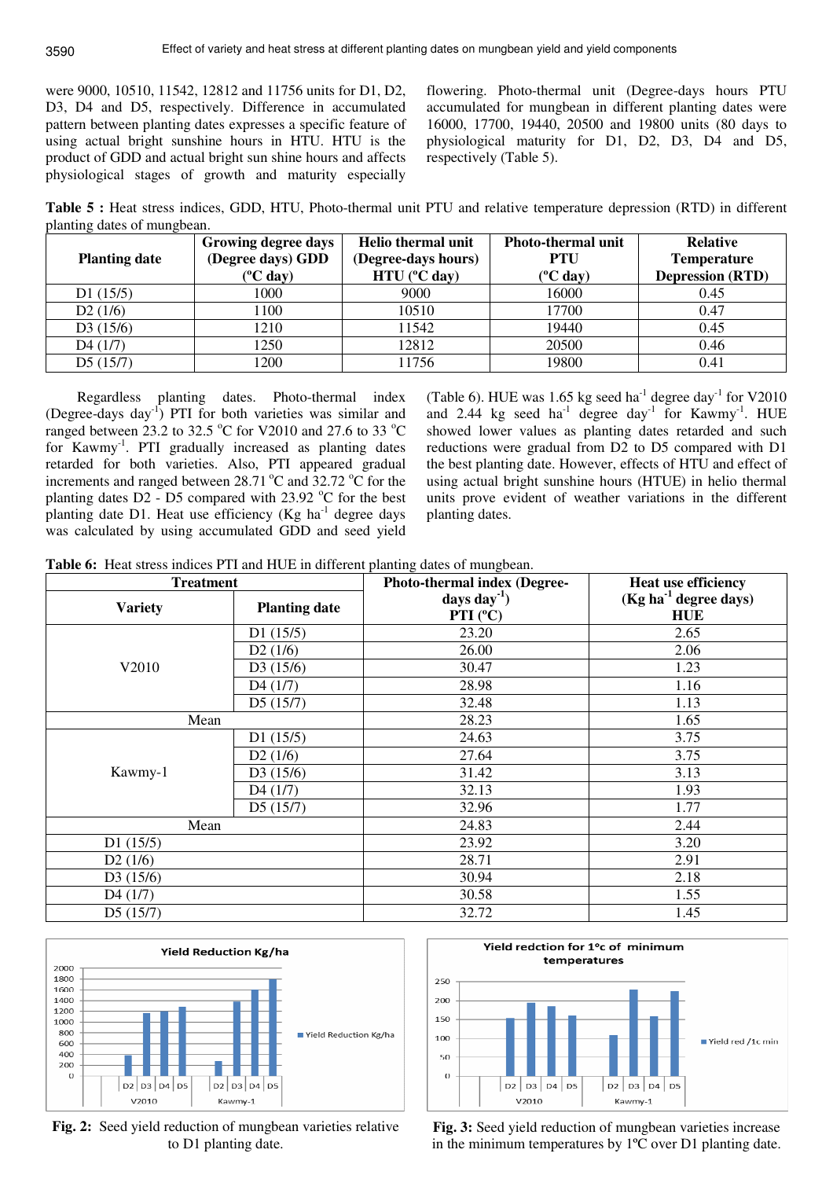were 9000, 10510, 11542, 12812 and 11756 units for D1, D2, D3, D4 and D5, respectively. Difference in accumulated pattern between planting dates expresses a specific feature of using actual bright sunshine hours in HTU. HTU is the product of GDD and actual bright sun shine hours and affects physiological stages of growth and maturity especially flowering. Photo-thermal unit (Degree-days hours PTU accumulated for mungbean in different planting dates were 16000, 17700, 19440, 20500 and 19800 units (80 days to physiological maturity for D1, D2, D3, D4 and D5, respectively (Table 5).

**Table 5 :** Heat stress indices, GDD, HTU, Photo-thermal unit PTU and relative temperature depression (RTD) in different planting dates of mungbean.

| Planting date | Growing degree days (Degree days) GDD (ºC day) | Helio thermal unit (Degree-days hours) HTU (ºC day) | Photo-thermal unit PTU (ºC day) | Relative Temperature Depression (RTD) |
|---|---|---|---|---|
| D1 (15/5) | 1000 | 9000 | 16000 | 0.45 |
| D2 (1/6) | 1100 | 10510 | 17700 | 0.47 |
| D3 (15/6) | 1210 | 11542 | 19440 | 0.45 |
| D4 (1/7) | 1250 | 12812 | 20500 | 0.46 |
| D5 (15/7) | 1200 | 11756 | 19800 | 0.41 |

Regardless planting dates. Photo-thermal index (Degree-days day$^{-1}$) PTI for both varieties was similar and ranged between 23.2 to 32.5 ºC for V2010 and 27.6 to 33 ºC for Kawmy$^{-1}$. PTI gradually increased as planting dates retarded for both varieties. Also, PTI appeared gradual increments and ranged between 28.71 ºC and 32.72 ºC for the planting dates D2 - D5 compared with 23.92 ºC for the best planting date D1. Heat use efficiency (Kg ha$^{-1}$ degree days was calculated by using accumulated GDD and seed yield (Table 6). HUE was 1.65 kg seed ha$^{-1}$ degree day$^{-1}$ for V2010 and 2.44 kg seed ha$^{-1}$ degree day$^{-1}$ for Kawmy$^{-1}$. HUE showed lower values as planting dates retarded and such reductions were gradual from D2 to D5 compared with D1 the best planting date. However, effects of HTU and effect of using actual bright sunshine hours (HTUE) in helio thermal units prove evident of weather variations in the different planting dates.

**Table 6:** Heat stress indices PTI and HUE in different planting dates of mungbean.

| Treatment | | Photo-thermal index (Degree-days day$^{-1}$) PTI (ºC) | Heat use efficiency (Kg ha$^{-1}$ degree days) HUE |
|---|---|---|---|
| **Variety** | **Planting date** | | |
| V2010 | D1 (15/5) | 23.20 | 2.65 |
| | D2 (1/6) | 26.00 | 2.06 |
| | D3 (15/6) | 30.47 | 1.23 |
| | D4 (1/7) | 28.98 | 1.16 |
| | D5 (15/7) | 32.48 | 1.13 |
| Mean | | 28.23 | 1.65 |
| Kawmy-1 | D1 (15/5) | 24.63 | 3.75 |
| | D2 (1/6) | 27.64 | 3.75 |
| | D3 (15/6) | 31.42 | 3.13 |
| | D4 (1/7) | 32.13 | 1.93 |
| | D5 (15/7) | 32.96 | 1.77 |
| Mean | | 24.83 | 2.44 |
| D1 (15/5) | | 23.92 | 3.20 |
| D2 (1/6) | | 28.71 | 2.91 |
| D3 (15/6) | | 30.94 | 2.18 |
| D4 (1/7) | | 30.58 | 1.55 |
| D5 (15/7) | | 32.72 | 1.45 |

**Fig. 2:** Seed yield reduction of mungbean varieties relative to D1 planting date.

**Fig. 3:** Seed yield reduction of mungbean varieties increase in the minimum temperatures by 1ºC over D1 planting date.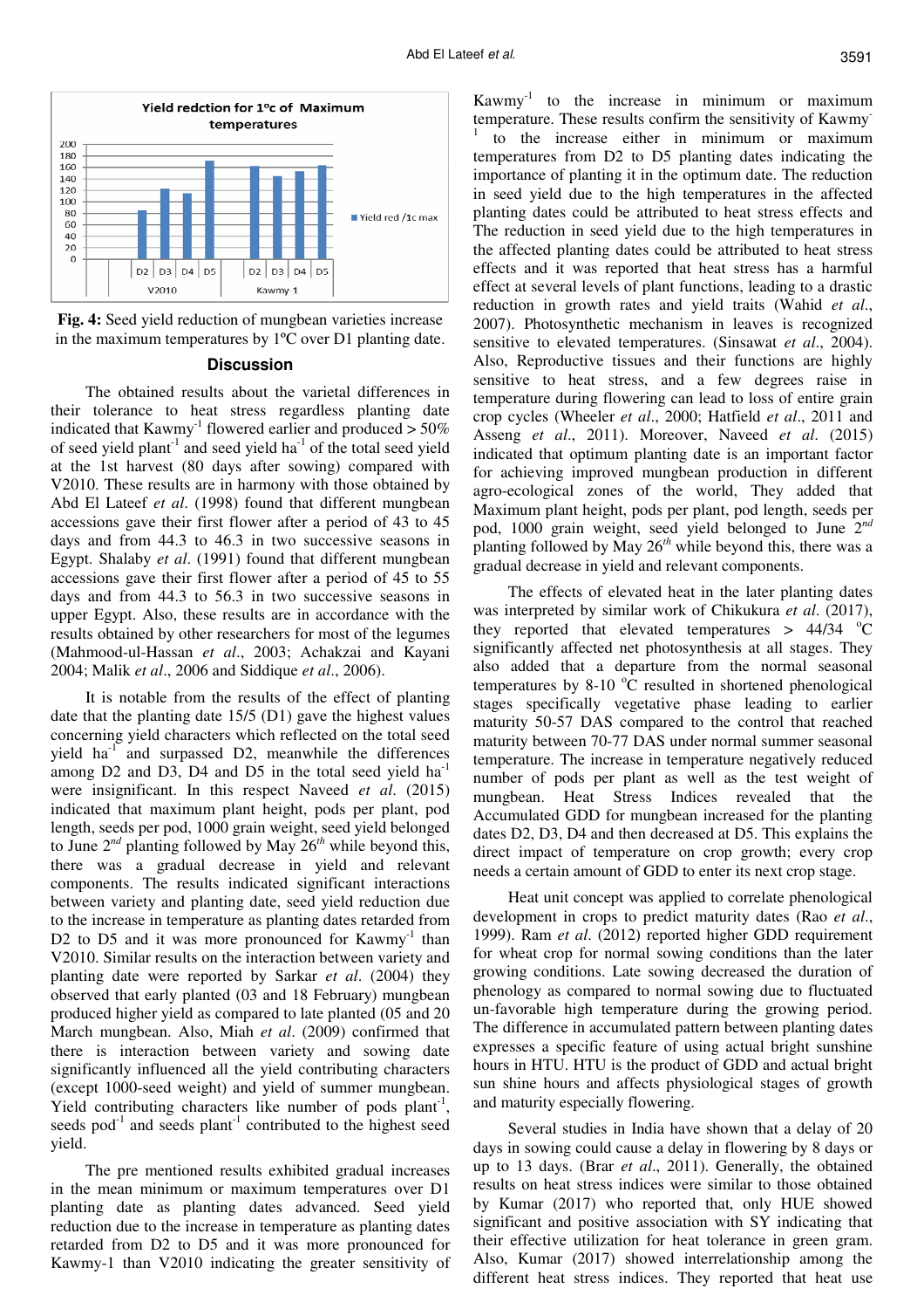**Fig. 4:** Seed yield reduction of mungbean varieties increase in the maximum temperatures by 1ºC over D1 planting date.

## Discussion

The obtained results about the varietal differences in their tolerance to heat stress regardless planting date indicated that Kawmy-1 flowered earlier and produced > 50% of seed yield plant$^{-1}$ and seed yield ha$^{-1}$ of the total seed yield at the 1st harvest (80 days after sowing) compared with V2010. These results are in harmony with those obtained by Abd El Lateef *et al.* (1998) found that different mungbean accessions gave their first flower after a period of 43 to 45 days and from 44.3 to 46.3 in two successive seasons in Egypt. Shalaby *et al.* (1991) found that different mungbean accessions gave their first flower after a period of 45 to 55 days and from 44.3 to 56.3 in two successive seasons in upper Egypt. Also, these results are in accordance with the results obtained by other researchers for most of the legumes (Mahmood-ul-Hassan *et al*., 2003; Achakzai and Kayani 2004; Malik *et al*., 2006 and Siddique *et al*., 2006).

It is notable from the results of the effect of planting date that the planting date 15/5 (D1) gave the highest values concerning yield characters which reflected on the total seed yield ha$^{-1}$ and surpassed D2, meanwhile the differences among D2 and D3, D4 and D5 in the total seed yield ha$^{-1}$ were insignificant. In this respect Naveed *et al*. (2015) indicated that maximum plant height, pods per plant, pod length, seeds per pod, 1000 grain weight, seed yield belonged to June 2$^{nd}$ planting followed by May 26$^{th}$ while beyond this, there was a gradual decrease in yield and relevant components. The results indicated significant interactions between variety and planting date, seed yield reduction due to the increase in temperature as planting dates retarded from D2 to D5 and it was more pronounced for Kawmy-1 than V2010. Similar results on the interaction between variety and planting date were reported by Sarkar *et al*. (2004) they observed that early planted (03 and 18 February) mungbean produced higher yield as compared to late planted (05 and 20 March mungbean. Also, Miah *et al*. (2009) confirmed that there is interaction between variety and sowing date significantly influenced all the yield contributing characters (except 1000-seed weight) and yield of summer mungbean. Yield contributing characters like number of pods plant$^{-1}$, seeds pod$^{-1}$ and seeds plant$^{-1}$ contributed to the highest seed yield.

The pre mentioned results exhibited gradual increases in the mean minimum or maximum temperatures over D1 planting date as planting dates advanced. Seed yield reduction due to the increase in temperature as planting dates retarded from D2 to D5 and it was more pronounced for Kawmy-1 than V2010 indicating the greater sensitivity of Kawmy-1 to the increase in minimum or maximum temperature. These results confirm the sensitivity of Kawmy-1 to the increase either in minimum or maximum temperatures from D2 to D5 planting dates indicating the importance of planting it in the optimum date. The reduction in seed yield due to the high temperatures in the affected planting dates could be attributed to heat stress effects and The reduction in seed yield due to the high temperatures in the affected planting dates could be attributed to heat stress effects and it was reported that heat stress has a harmful effect at several levels of plant functions, leading to a drastic reduction in growth rates and yield traits (Wahid *et al*., 2007). Photosynthetic mechanism in leaves is recognized sensitive to elevated temperatures. (Sinsawat *et al*., 2004). Also, Reproductive tissues and their functions are highly sensitive to heat stress, and a few degrees raise in temperature during flowering can lead to loss of entire grain crop cycles (Wheeler *et al*., 2000; Hatfield *et al*., 2011 and Asseng *et al*., 2011). Moreover, Naveed *et al*. (2015) indicated that optimum planting date is an important factor for achieving improved mungbean production in different agro-ecological zones of the world, They added that Maximum plant height, pods per plant, pod length, seeds per pod, 1000 grain weight, seed yield belonged to June 2$^{nd}$ planting followed by May 26$^{th}$ while beyond this, there was a gradual decrease in yield and relevant components.

The effects of elevated heat in the later planting dates was interpreted by similar work of Chikukura *et al*. (2017), they reported that elevated temperatures > 44/34 $^{o}$C significantly affected net photosynthesis at all stages. They also added that a departure from the normal seasonal temperatures by 8-10 $^{o}$C resulted in shortened phenological stages specifically vegetative phase leading to earlier maturity 50-57 DAS compared to the control that reached maturity between 70-77 DAS under normal summer seasonal temperature. The increase in temperature negatively reduced number of pods per plant as well as the test weight of mungbean. Heat Stress Indices revealed that the Accumulated GDD for mungbean increased for the planting dates D2, D3, D4 and then decreased at D5. This explains the direct impact of temperature on crop growth; every crop needs a certain amount of GDD to enter its next crop stage.

Heat unit concept was applied to correlate phenological development in crops to predict maturity dates (Rao *et al*., 1999). Ram *et al*. (2012) reported higher GDD requirement for wheat crop for normal sowing conditions than the later growing conditions. Late sowing decreased the duration of phenology as compared to normal sowing due to fluctuated un-favorable high temperature during the growing period. The difference in accumulated pattern between planting dates expresses a specific feature of using actual bright sunshine hours in HTU. HTU is the product of GDD and actual bright sun shine hours and affects physiological stages of growth and maturity especially flowering.

Several studies in India have shown that a delay of 20 days in sowing could cause a delay in flowering by 8 days or up to 13 days. (Brar *et al*., 2011). Generally, the obtained results on heat stress indices were similar to those obtained by Kumar (2017) who reported that, only HUE showed significant and positive association with SY indicating that their effective utilization for heat tolerance in green gram. Also, Kumar (2017) showed interrelationship among the different heat stress indices. They reported that heat use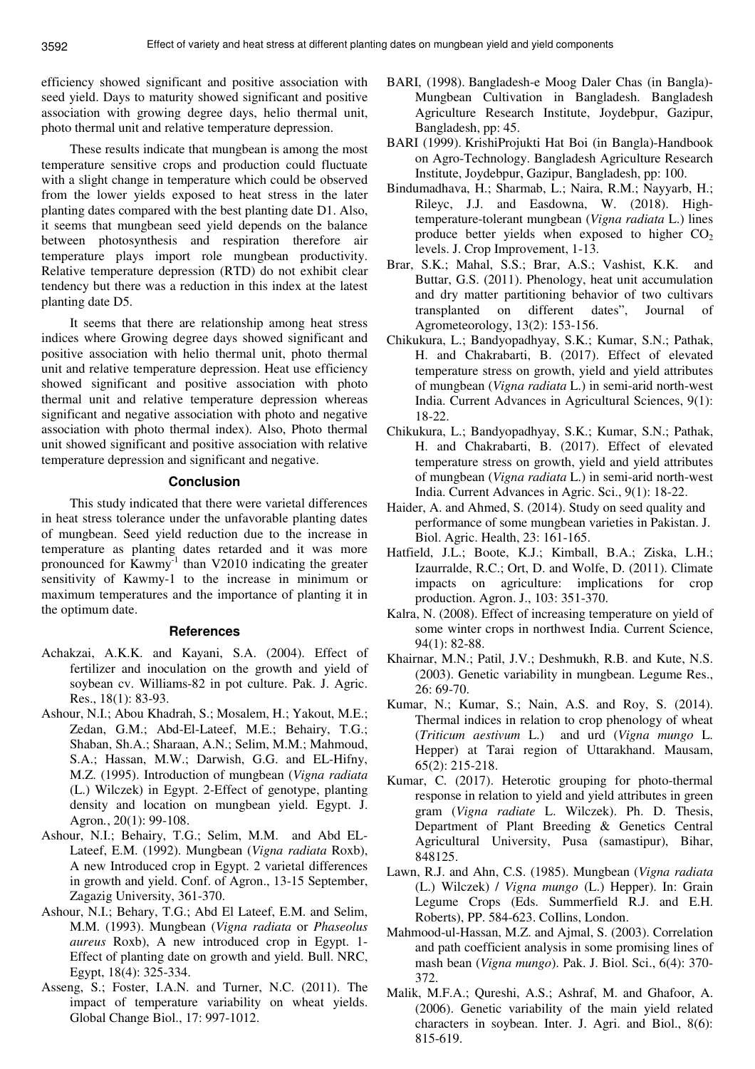efficiency showed significant and positive association with seed yield. Days to maturity showed significant and positive association with growing degree days, helio thermal unit, photo thermal unit and relative temperature depression.

These results indicate that mungbean is among the most temperature sensitive crops and production could fluctuate with a slight change in temperature which could be observed from the lower yields exposed to heat stress in the later planting dates compared with the best planting date D1. Also, it seems that mungbean seed yield depends on the balance between photosynthesis and respiration therefore air temperature plays import role mungbean productivity. Relative temperature depression (RTD) do not exhibit clear tendency but there was a reduction in this index at the latest planting date D5.

It seems that there are relationship among heat stress indices where Growing degree days showed significant and positive association with helio thermal unit, photo thermal unit and relative temperature depression. Heat use efficiency showed significant and positive association with photo thermal unit and relative temperature depression whereas significant and negative association with photo and negative association with photo thermal index). Also, Photo thermal unit showed significant and positive association with relative temperature depression and significant and negative.

## Conclusion

This study indicated that there were varietal differences in heat stress tolerance under the unfavorable planting dates of mungbean. Seed yield reduction due to the increase in temperature as planting dates retarded and it was more pronounced for Kawmy$^{-1}$ than V2010 indicating the greater sensitivity of Kawmy-1 to the increase in minimum or maximum temperatures and the importance of planting it in the optimum date.

## References

- Achakzai, A.K.K. and Kayani, S.A. (2004). Effect of fertilizer and inoculation on the growth and yield of soybean cv. Williams-82 in pot culture. Pak. J. Agric. Res., 18(1): 83-93.
- Ashour, N.I.; Abou Khadrah, S.; Mosalem, H.; Yakout, M.E.; Zedan, G.M.; Abd-El-Lateef, M.E.; Behairy, T.G.; Shaban, Sh.A.; Sharaan, A.N.; Selim, M.M.; Mahmoud, S.A.; Hassan, M.W.; Darwish, G.G. and EL-Hifny, M.Z. (1995). Introduction of mungbean (*Vigna radiata* (L.) Wilczek) in Egypt. 2-Effect of genotype, planting density and location on mungbean yield. Egypt. J. Agron., 20(1): 99-108.
- Ashour, N.I.; Behairy, T.G.; Selim, M.M. and Abd EL-Lateef, E.M. (1992). Mungbean (*Vigna radiata* Roxb), A new Introduced crop in Egypt. 2 varietal differences in growth and yield. Conf. of Agron., 13-15 September, Zagazig University, 361-370.
- Ashour, N.I.; Behary, T.G.; Abd El Lateef, E.M. and Selim, M.M. (1993). Mungbean (*Vigna radiata* or *Phaseolus aureus* Roxb), A new introduced crop in Egypt. 1-Effect of planting date on growth and yield. Bull. NRC, Egypt, 18(4): 325-334.
- Asseng, S.; Foster, I.A.N. and Turner, N.C. (2011). The impact of temperature variability on wheat yields. Global Change Biol., 17: 997-1012.
- BARI, (1998). Bangladesh-e Moog Daler Chas (in Bangla)-Mungbean Cultivation in Bangladesh. Bangladesh Agriculture Research Institute, Joydebpur, Gazipur, Bangladesh, pp: 45.
- BARI (1999). KrishiProjukti Hat Boi (in Bangla)-Handbook on Agro-Technology. Bangladesh Agriculture Research Institute, Joydebpur, Gazipur, Bangladesh, pp: 100.
- Bindumadhava, H.; Sharmab, L.; Naira, R.M.; Nayyarb, H.; Rileyc, J.J. and Easdowna, W. (2018). High-temperature-tolerant mungbean (*Vigna radiata* L.) lines produce better yields when exposed to higher $CO_2$ levels. J. Crop Improvement, 1-13.
- Brar, S.K.; Mahal, S.S.; Brar, A.S.; Vashist, K.K. and Buttar, G.S. (2011). Phenology, heat unit accumulation and dry matter partitioning behavior of two cultivars transplanted on different dates", Journal of Agrometeorology, 13(2): 153-156.
- Chikukura, L.; Bandyopadhyay, S.K.; Kumar, S.N.; Pathak, H. and Chakrabarti, B. (2017). Effect of elevated temperature stress on growth, yield and yield attributes of mungbean (*Vigna radiata* L.) in semi-arid north-west India. Current Advances in Agricultural Sciences, 9(1): 18-22.
- Chikukura, L.; Bandyopadhyay, S.K.; Kumar, S.N.; Pathak, H. and Chakrabarti, B. (2017). Effect of elevated temperature stress on growth, yield and yield attributes of mungbean (*Vigna radiata* L.) in semi-arid north-west India. Current Advances in Agric. Sci., 9(1): 18-22.
- Haider, A. and Ahmed, S. (2014). Study on seed quality and performance of some mungbean varieties in Pakistan. J. Biol. Agric. Health, 23: 161-165.
- Hatfield, J.L.; Boote, K.J.; Kimball, B.A.; Ziska, L.H.; Izaurralde, R.C.; Ort, D. and Wolfe, D. (2011). Climate impacts on agriculture: implications for crop production. Agron. J., 103: 351-370.
- Kalra, N. (2008). Effect of increasing temperature on yield of some winter crops in northwest India. Current Science, 94(1): 82-88.
- Khairnar, M.N.; Patil, J.V.; Deshmukh, R.B. and Kute, N.S. (2003). Genetic variability in mungbean. Legume Res., 26: 69-70.
- Kumar, N.; Kumar, S.; Nain, A.S. and Roy, S. (2014). Thermal indices in relation to crop phenology of wheat (*Triticum aestivum* L.) and urd (*Vigna mungo* L. Hepper) at Tarai region of Uttarakhand. Mausam, 65(2): 215-218.
- Kumar, C. (2017). Heterotic grouping for photo-thermal response in relation to yield and yield attributes in green gram (*Vigna radiate* L. Wilczek). Ph. D. Thesis, Department of Plant Breeding & Genetics Central Agricultural University, Pusa (samastipur), Bihar, 848125.
- Lawn, R.J. and Ahn, C.S. (1985). Mungbean (*Vigna radiata* (L.) Wilczek) / *Vigna mungo* (L.) Hepper). In: Grain Legume Crops (Eds. Summerfield R.J. and E.H. Roberts), PP. 584-623. Collins, London.
- Mahmood-ul-Hassan, M.Z. and Ajmal, S. (2003). Correlation and path coefficient analysis in some promising lines of mash bean (*Vigna mungo*). Pak. J. Biol. Sci., 6(4): 370-372.
- Malik, M.F.A.; Qureshi, A.S.; Ashraf, M. and Ghafoor, A. (2006). Genetic variability of the main yield related characters in soybean. Inter. J. Agri. and Biol., 8(6): 815-619.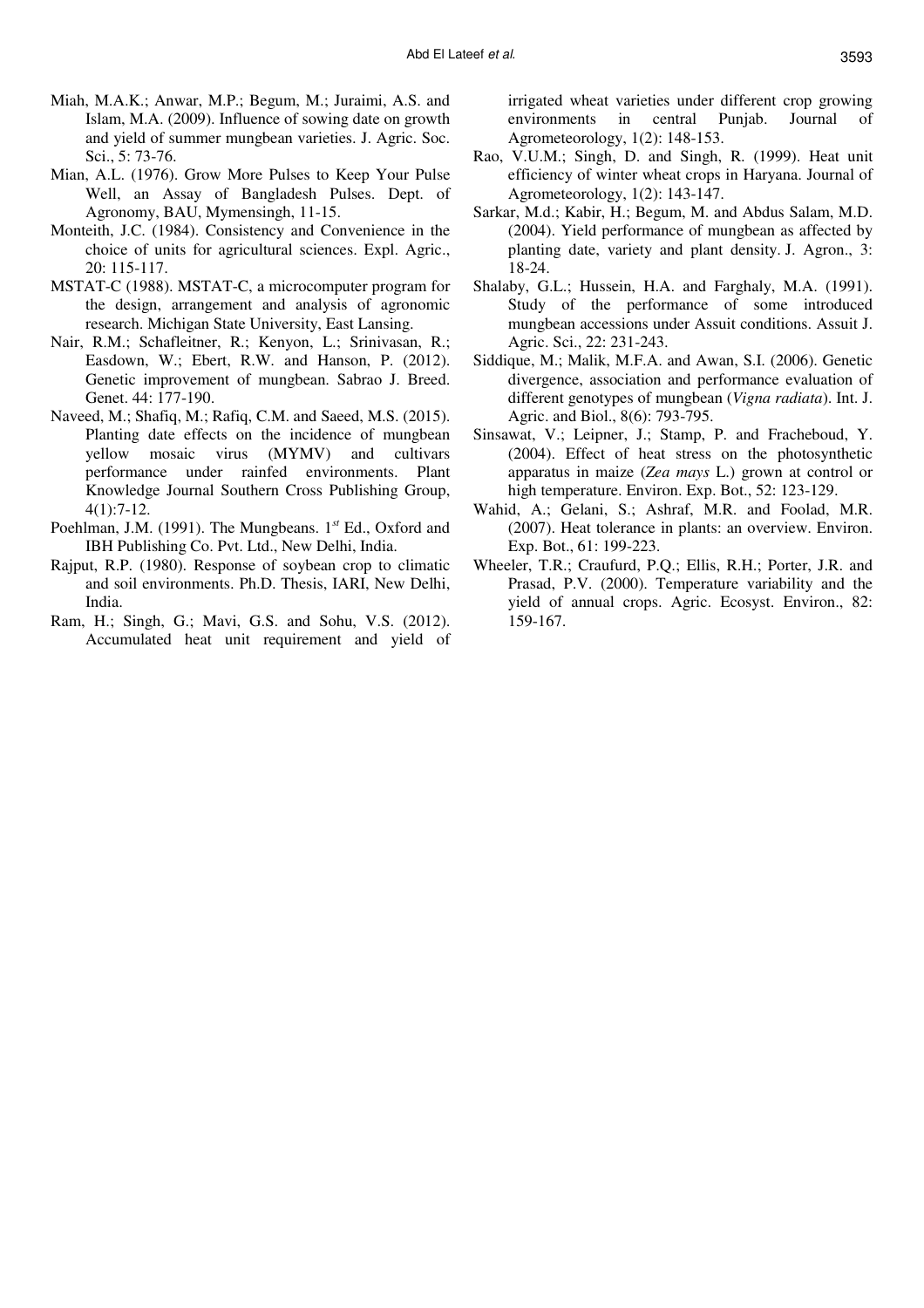Miah, M.A.K.; Anwar, M.P.; Begum, M.; Juraimi, A.S. and Islam, M.A. (2009). Influence of sowing date on growth and yield of summer mungbean varieties. J. Agric. Soc. Sci., 5: 73-76.

Mian, A.L. (1976). Grow More Pulses to Keep Your Pulse Well, an Assay of Bangladesh Pulses. Dept. of Agronomy, BAU, Mymensingh, 11-15.

Monteith, J.C. (1984). Consistency and Convenience in the choice of units for agricultural sciences. Expl. Agric., 20: 115-117.

MSTAT-C (1988). MSTAT-C, a microcomputer program for the design, arrangement and analysis of agronomic research. Michigan State University, East Lansing.

Nair, R.M.; Schafleitner, R.; Kenyon, L.; Srinivasan, R.; Easdown, W.; Ebert, R.W. and Hanson, P. (2012). Genetic improvement of mungbean. Sabrao J. Breed. Genet. 44: 177-190.

Naveed, M.; Shafiq, M.; Rafiq, C.M. and Saeed, M.S. (2015). Planting date effects on the incidence of mungbean yellow mosaic virus (MYMV) and cultivars performance under rainfed environments. Plant Knowledge Journal Southern Cross Publishing Group, 4(1):7-12.

Poehlman, J.M. (1991). The Mungbeans. 1st Ed., Oxford and IBH Publishing Co. Pvt. Ltd., New Delhi, India.

Rajput, R.P. (1980). Response of soybean crop to climatic and soil environments. Ph.D. Thesis, IARI, New Delhi, India.

Ram, H.; Singh, G.; Mavi, G.S. and Sohu, V.S. (2012). Accumulated heat unit requirement and yield of irrigated wheat varieties under different crop growing environments in central Punjab. Journal of Agrometeorology, 1(2): 148-153.

Rao, V.U.M.; Singh, D. and Singh, R. (1999). Heat unit efficiency of winter wheat crops in Haryana. Journal of Agrometeorology, 1(2): 143-147.

Sarkar, M.d.; Kabir, H.; Begum, M. and Abdus Salam, M.D. (2004). Yield performance of mungbean as affected by planting date, variety and plant density. J. Agron., 3: 18-24.

Shalaby, G.L.; Hussein, H.A. and Farghaly, M.A. (1991). Study of the performance of some introduced mungbean accessions under Assuit conditions. Assuit J. Agric. Sci., 22: 231-243.

Siddique, M.; Malik, M.F.A. and Awan, S.I. (2006). Genetic divergence, association and performance evaluation of different genotypes of mungbean (*Vigna radiata*). Int. J. Agric. and Biol., 8(6): 793-795.

Sinsawat, V.; Leipner, J.; Stamp, P. and Fracheboud, Y. (2004). Effect of heat stress on the photosynthetic apparatus in maize (*Zea mays* L.) grown at control or high temperature. Environ. Exp. Bot., 52: 123-129.

Wahid, A.; Gelani, S.; Ashraf, M.R. and Foolad, M.R. (2007). Heat tolerance in plants: an overview. Environ. Exp. Bot., 61: 199-223.

Wheeler, T.R.; Craufurd, P.Q.; Ellis, R.H.; Porter, J.R. and Prasad, P.V. (2000). Temperature variability and the yield of annual crops. Agric. Ecosyst. Environ., 82: 159-167.